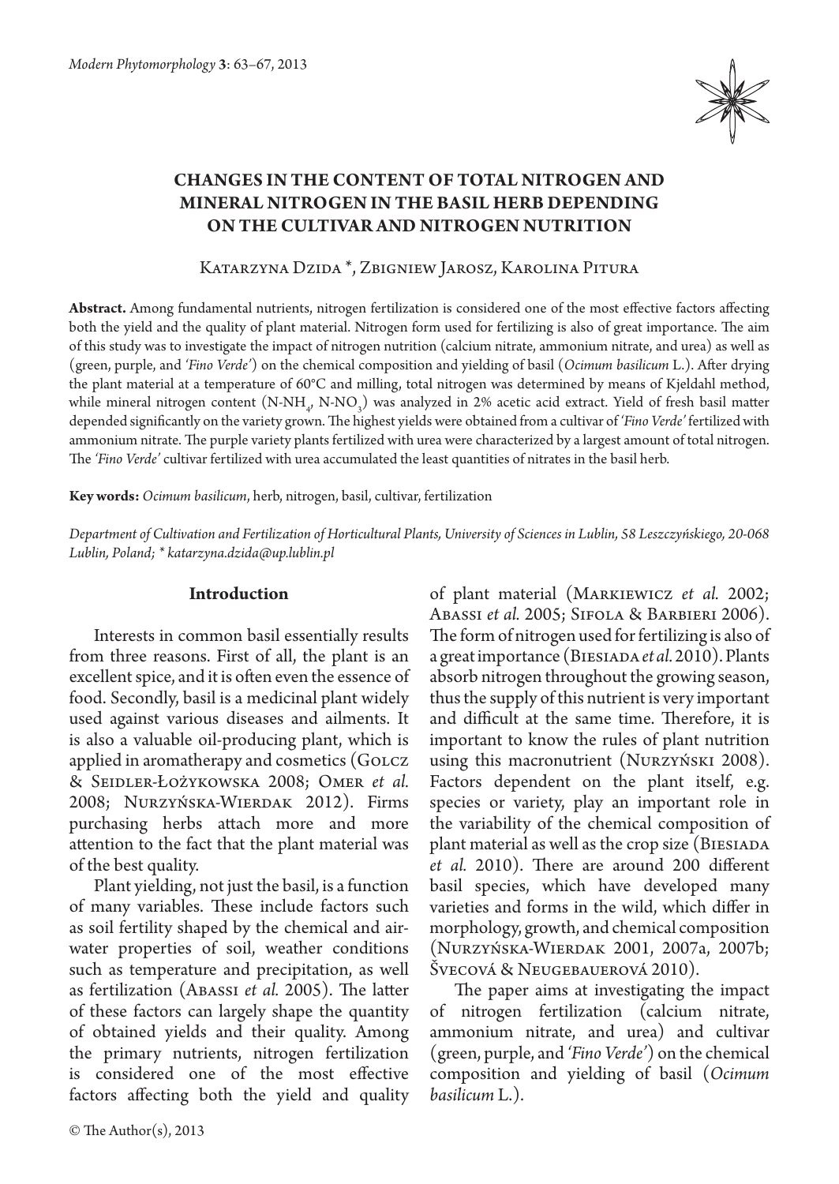# CHANGES IN THE CONTENT OF TOTAL NITROGEN AND MINERAL NITROGEN IN THE BASIL HERB DEPENDING ON THE CULTIVAR AND NITROGEN NUTRITION

Katarzyna Dzida *, Zbigniew Jarosz, Karolina Pitura

**Abstract.** Among fundamental nutrients, nitrogen fertilization is considered one of the most effective factors affecting both the yield and the quality of plant material. Nitrogen form used for fertilizing is also of great importance. The aim of this study was to investigate the impact of nitrogen nutrition (calcium nitrate, ammonium nitrate, and urea) as well as (green, purple, and *'Fino Verde'*) on the chemical composition and yielding of basil (*Ocimum basilicum* L.). After drying the plant material at a temperature of 60°C and milling, total nitrogen was determined by means of Kjeldahl method, while mineral nitrogen content ($N\text{-}NH_4$, $N\text{-}NO_3$) was analyzed in 2% acetic acid extract. Yield of fresh basil matter depended significantly on the variety grown. The highest yields were obtained from a cultivar of *'Fino Verde'* fertilized with ammonium nitrate. The purple variety plants fertilized with urea were characterized by a largest amount of total nitrogen. The *'Fino Verde'* cultivar fertilized with urea accumulated the least quantities of nitrates in the basil herb.

**Key words:** *Ocimum basilicum*, herb, nitrogen, basil, cultivar, fertilization

*Department of Cultivation and Fertilization of Horticultural Plants, University of Sciences in Lublin, 58 Leszczyńskiego, 20-068 Lublin, Poland; * katarzyna.dzida@up.lublin.pl*

## Introduction

Interests in common basil essentially results from three reasons. First of all, the plant is an excellent spice, and it is often even the essence of food. Secondly, basil is a medicinal plant widely used against various diseases and ailments. It is also a valuable oil-producing plant, which is applied in aromatherapy and cosmetics (Golcz & Seidler-Łożykowska 2008; Omer *et al.* 2008; Nurzyńska-Wierdak 2012). Firms purchasing herbs attach more and more attention to the fact that the plant material was of the best quality.

Plant yielding, not just the basil, is a function of many variables. These include factors such as soil fertility shaped by the chemical and air-water properties of soil, weather conditions such as temperature and precipitation, as well as fertilization (Abassi *et al.* 2005). The latter of these factors can largely shape the quantity of obtained yields and their quality. Among the primary nutrients, nitrogen fertilization is considered one of the most effective factors affecting both the yield and quality of plant material (Markiewicz *et al.* 2002; Abassi *et al.* 2005; Sifola & Barbieri 2006). The form of nitrogen used for fertilizing is also of a great importance (Biesiada *et al.* 2010). Plants absorb nitrogen throughout the growing season, thus the supply of this nutrient is very important and difficult at the same time. Therefore, it is important to know the rules of plant nutrition using this macronutrient (Nurzyński 2008). Factors dependent on the plant itself, e.g. species or variety, play an important role in the variability of the chemical composition of plant material as well as the crop size (Biesiada *et al.* 2010). There are around 200 different basil species, which have developed many varieties and forms in the wild, which differ in morphology, growth, and chemical composition (Nurzyńska-Wierdak 2001, 2007a, 2007b; Švecová & Neugebauerová 2010).

The paper aims at investigating the impact of nitrogen fertilization (calcium nitrate, ammonium nitrate, and urea) and cultivar (green, purple, and *'Fino Verde'*) on the chemical composition and yielding of basil (*Ocimum basilicum* L.).

© The Author(s), 2013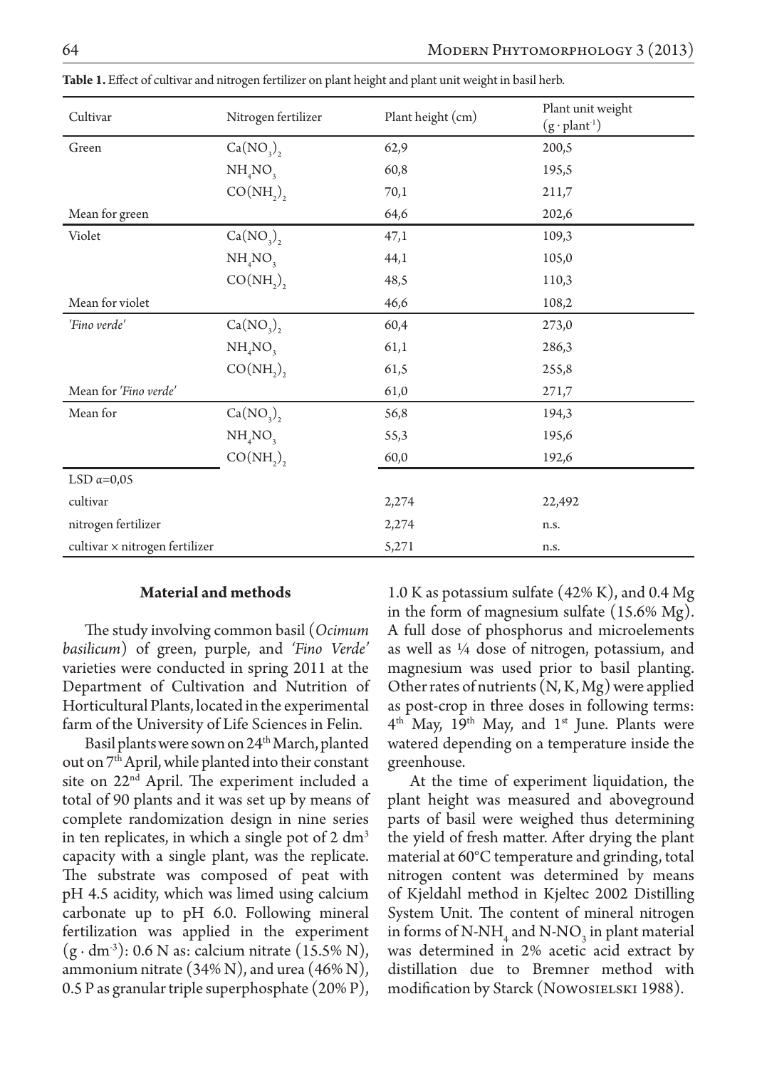**Table 1.** Effect of cultivar and nitrogen fertilizer on plant height and plant unit weight in basil herb.

| Cultivar | Nitrogen fertilizer | Plant height (cm) | Plant unit weight $(g \cdot plant^{-1})$ |
|---|---|---|---|
| Green | $Ca(NO_3)_2$ | 62,9 | 200,5 |
| | $NH_4NO_3$ | 60,8 | 195,5 |
| | $CO(NH_2)_2$ | 70,1 | 211,7 |
| Mean for green | | 64,6 | 202,6 |
| Violet | $Ca(NO_3)_2$ | 47,1 | 109,3 |
| | $NH_4NO_3$ | 44,1 | 105,0 |
| | $CO(NH_2)_2$ | 48,5 | 110,3 |
| Mean for violet | | 46,6 | 108,2 |
| *'Fino verde'* | $Ca(NO_3)_2$ | 60,4 | 273,0 |
| | $NH_4NO_3$ | 61,1 | 286,3 |
| | $CO(NH_2)_2$ | 61,5 | 255,8 |
| Mean for *'Fino verde'* | | 61,0 | 271,7 |
| Mean for | $Ca(NO_3)_2$ | 56,8 | 194,3 |
| | $NH_4NO_3$ | 55,3 | 195,6 |
| | $CO(NH_2)_2$ | 60,0 | 192,6 |
| LSD $\alpha$=0,05 | | | |
| cultivar | | 2,274 | 22,492 |
| nitrogen fertilizer | | 2,274 | n.s. |
| cultivar × nitrogen fertilizer | | 5,271 | n.s. |

## Material and methods

The study involving common basil (*Ocimum basilicum*) of green, purple, and *'Fino Verde'* varieties were conducted in spring 2011 at the Department of Cultivation and Nutrition of Horticultural Plants, located in the experimental farm of the University of Life Sciences in Felin.

Basil plants were sown on 24th March, planted out on 7th April, while planted into their constant site on 22nd April. The experiment included a total of 90 plants and it was set up by means of complete randomization design in nine series in ten replicates, in which a single pot of 2 $dm^3$ capacity with a single plant, was the replicate. The substrate was composed of peat with pH 4.5 acidity, which was limed using calcium carbonate up to pH 6.0. Following mineral fertilization was applied in the experiment $(g \cdot dm^{-3})$: 0.6 N as: calcium nitrate (15.5% N), ammonium nitrate (34% N), and urea (46% N), 0.5 P as granular triple superphosphate (20% P), 1.0 K as potassium sulfate (42% K), and 0.4 Mg in the form of magnesium sulfate (15.6% Mg). A full dose of phosphorus and microelements as well as ¼ dose of nitrogen, potassium, and magnesium was used prior to basil planting. Other rates of nutrients (N, K, Mg) were applied as post-crop in three doses in following terms: 4th May, 19th May, and 1st June. Plants were watered depending on a temperature inside the greenhouse.

At the time of experiment liquidation, the plant height was measured and aboveground parts of basil were weighed thus determining the yield of fresh matter. After drying the plant material at 60°C temperature and grinding, total nitrogen content was determined by means of Kjeldahl method in Kjeltec 2002 Distilling System Unit. The content of mineral nitrogen in forms of $N\text{-}NH_4$ and $N\text{-}NO_3$ in plant material was determined in 2% acetic acid extract by distillation due to Bremner method with modification by Starck (Nowosielski 1988).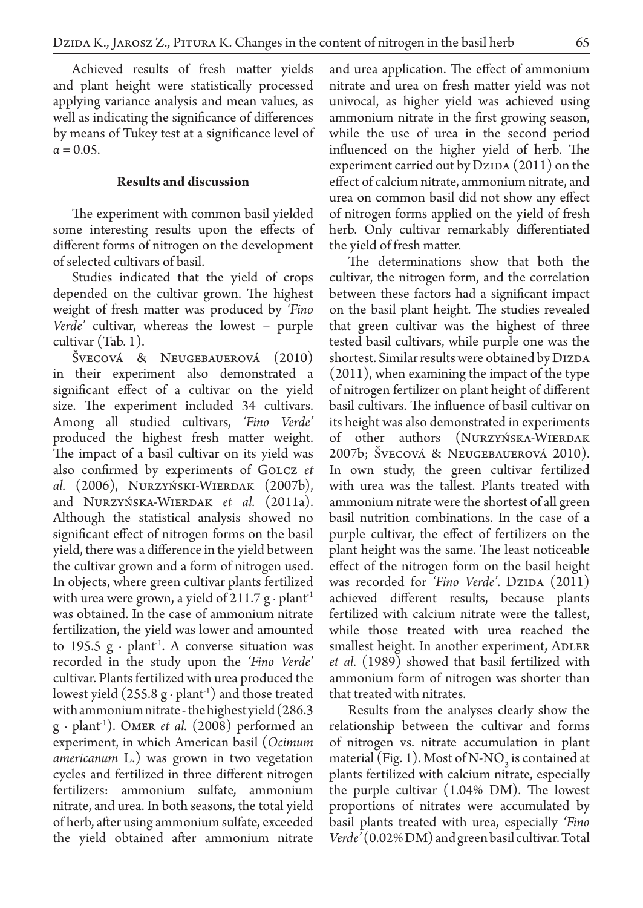Achieved results of fresh matter yields and plant height were statistically processed applying variance analysis and mean values, as well as indicating the significance of differences by means of Tukey test at a significance level of $\alpha = 0.05$.

## Results and discussion

The experiment with common basil yielded some interesting results upon the effects of different forms of nitrogen on the development of selected cultivars of basil.

Studies indicated that the yield of crops depended on the cultivar grown. The highest weight of fresh matter was produced by *'Fino Verde'* cultivar, whereas the lowest – purple cultivar (Tab. 1).

Švecová & Neugebauerová (2010) in their experiment also demonstrated a significant effect of a cultivar on the yield size. The experiment included 34 cultivars. Among all studied cultivars, *'Fino Verde'* produced the highest fresh matter weight. The impact of a basil cultivar on its yield was also confirmed by experiments of Golcz *et al.* (2006), Nurzyński-Wierdak (2007b), and Nurzyńska-Wierdak *et al.* (2011a). Although the statistical analysis showed no significant effect of nitrogen forms on the basil yield, there was a difference in the yield between the cultivar grown and a form of nitrogen used. In objects, where green cultivar plants fertilized with urea were grown, a yield of 211.7 g · plant$^{-1}$ was obtained. In the case of ammonium nitrate fertilization, the yield was lower and amounted to 195.5 g · plant$^{-1}$. A converse situation was recorded in the study upon the *'Fino Verde'* cultivar. Plants fertilized with urea produced the lowest yield (255.8 g · plant$^{-1}$) and those treated with ammonium nitrate - the highest yield (286.3 g · plant$^{-1}$). Omer *et al.* (2008) performed an experiment, in which American basil (*Ocimum americanum* L.) was grown in two vegetation cycles and fertilized in three different nitrogen fertilizers: ammonium sulfate, ammonium nitrate, and urea. In both seasons, the total yield of herb, after using ammonium sulfate, exceeded the yield obtained after ammonium nitrate and urea application. The effect of ammonium nitrate and urea on fresh matter yield was not univocal, as higher yield was achieved using ammonium nitrate in the first growing season, while the use of urea in the second period influenced on the higher yield of herb. The experiment carried out by Dzida (2011) on the effect of calcium nitrate, ammonium nitrate, and urea on common basil did not show any effect of nitrogen forms applied on the yield of fresh herb. Only cultivar remarkably differentiated the yield of fresh matter.

The determinations show that both the cultivar, the nitrogen form, and the correlation between these factors had a significant impact on the basil plant height. The studies revealed that green cultivar was the highest of three tested basil cultivars, while purple one was the shortest. Similar results were obtained by Dizda (2011), when examining the impact of the type of nitrogen fertilizer on plant height of different basil cultivars. The influence of basil cultivar on its height was also demonstrated in experiments of other authors (Nurzyńska-Wierdak 2007b; Švecová & Neugebauerová 2010). In own study, the green cultivar fertilized with urea was the tallest. Plants treated with ammonium nitrate were the shortest of all green basil nutrition combinations. In the case of a purple cultivar, the effect of fertilizers on the plant height was the same. The least noticeable effect of the nitrogen form on the basil height was recorded for *'Fino Verde'*. Dzida (2011) achieved different results, because plants fertilized with calcium nitrate were the tallest, while those treated with urea reached the smallest height. In another experiment, Adler *et al.* (1989) showed that basil fertilized with ammonium form of nitrogen was shorter than that treated with nitrates.

Results from the analyses clearly show the relationship between the cultivar and forms of nitrogen vs. nitrate accumulation in plant material (Fig. 1). Most of $N\text{-}NO_3$ is contained at plants fertilized with calcium nitrate, especially the purple cultivar (1.04% DM). The lowest proportions of nitrates were accumulated by basil plants treated with urea, especially *'Fino Verde'* (0.02% DM) and green basil cultivar. Total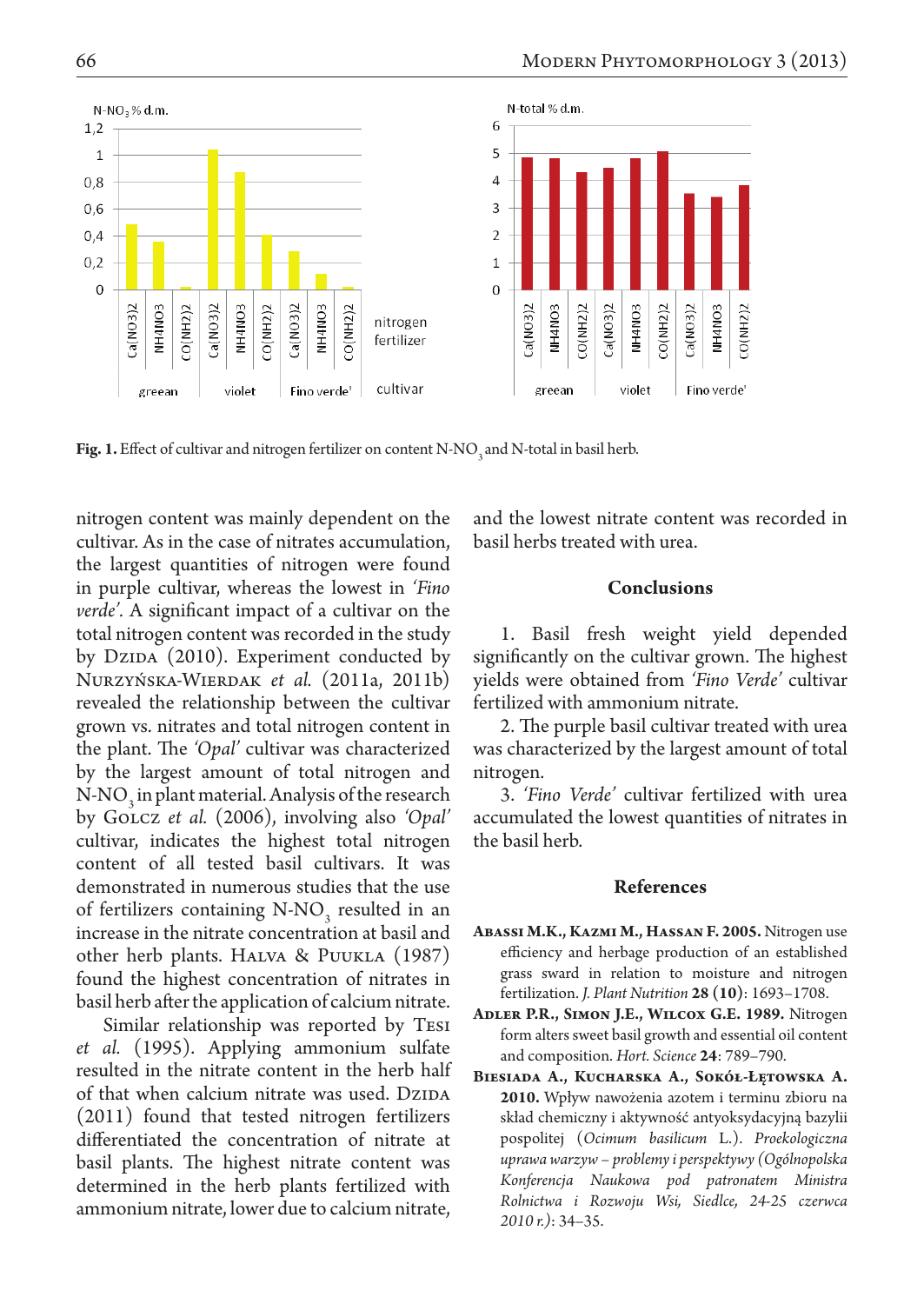Fig. 1. Effect of cultivar and nitrogen fertilizer on content N-$NO_3$ and N-total in basil herb.

nitrogen content was mainly dependent on the cultivar. As in the case of nitrates accumulation, the largest quantities of nitrogen were found in purple cultivar, whereas the lowest in *'Fino verde'*. A significant impact of a cultivar on the total nitrogen content was recorded in the study by Dzida (2010). Experiment conducted by Nurzyńska-Wierdak *et al.* (2011a, 2011b) revealed the relationship between the cultivar grown vs. nitrates and total nitrogen content in the plant. The *'Opal'* cultivar was characterized by the largest amount of total nitrogen and N-$NO_3$ in plant material. Analysis of the research by Golcz *et al.* (2006), involving also *'Opal'* cultivar, indicates the highest total nitrogen content of all tested basil cultivars. It was demonstrated in numerous studies that the use of fertilizers containing N-$NO_3$ resulted in an increase in the nitrate concentration at basil and other herb plants. Halva & Puukla (1987) found the highest concentration of nitrates in basil herb after the application of calcium nitrate.

Similar relationship was reported by Tesi *et al.* (1995). Applying ammonium sulfate resulted in the nitrate content in the herb half of that when calcium nitrate was used. Dzida (2011) found that tested nitrogen fertilizers differentiated the concentration of nitrate at basil plants. The highest nitrate content was determined in the herb plants fertilized with ammonium nitrate, lower due to calcium nitrate, and the lowest nitrate content was recorded in basil herbs treated with urea.

## Conclusions

1. Basil fresh weight yield depended significantly on the cultivar grown. The highest yields were obtained from *'Fino Verde'* cultivar fertilized with ammonium nitrate.

2. The purple basil cultivar treated with urea was characterized by the largest amount of total nitrogen.

3. *'Fino Verde'* cultivar fertilized with urea accumulated the lowest quantities of nitrates in the basil herb.

## References

**Abassi M.K., Kazmi M., Hassan F. 2005.** Nitrogen use efficiency and herbage production of an established grass sward in relation to moisture and nitrogen fertilization. *J. Plant Nutrition* **28** (**10**): 1693–1708.

**Adler P.R., Simon J.E., Wilcox G.E. 1989.** Nitrogen form alters sweet basil growth and essential oil content and composition. *Hort. Science* **24**: 789–790.

**Biesiada A., Kucharska A., Sokół-Łętowska A. 2010.** Wpływ nawożenia azotem i terminu zbioru na skład chemiczny i aktywność antyoksydacyjną bazylii pospolitej (*Ocimum basilicum* L.). *Proekologiczna uprawa warzyw – problemy i perspektywy (Ogólnopolska Konferencja Naukowa pod patronatem Ministra Rolnictwa i Rozwoju Wsi, Siedlce, 24-25 czerwca 2010 r.)*: 34–35.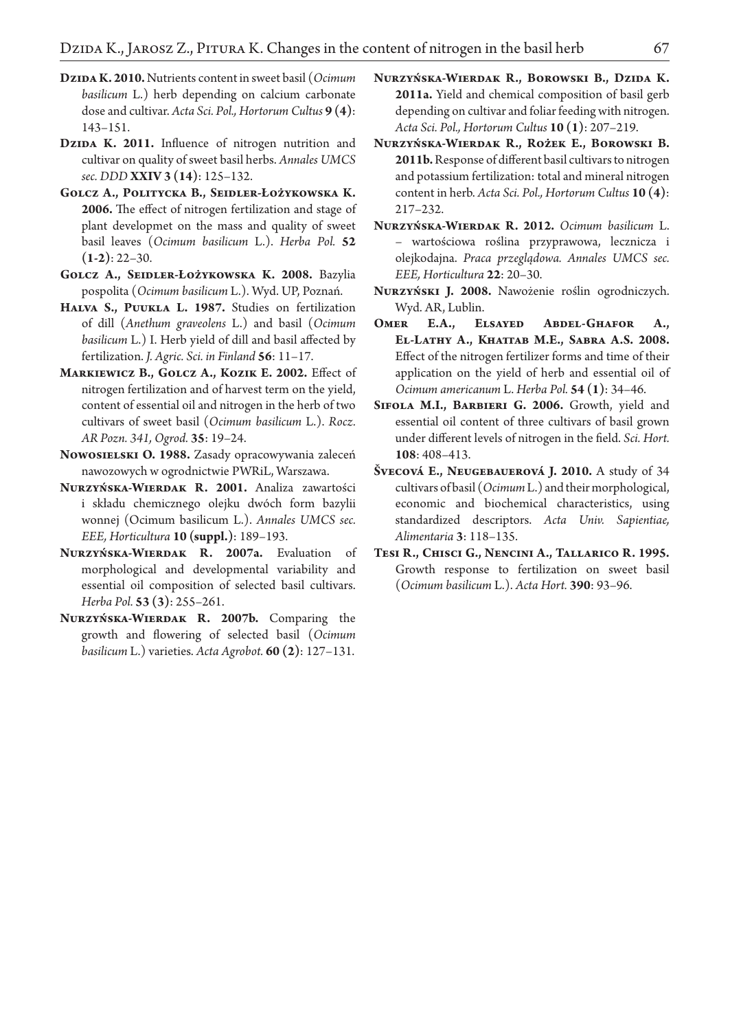**Dzida K. 2010.** Nutrients content in sweet basil (*Ocimum basilicum* L.) herb depending on calcium carbonate dose and cultivar. *Acta Sci. Pol., Hortorum Cultus* **9 (4)**: 143–151.

**Dzida K. 2011.** Influence of nitrogen nutrition and cultivar on quality of sweet basil herbs. *Annales UMCS sec. DDD* **XXIV 3 (14)**: 125–132.

**Golcz A., Politycka B., Seidler-Łożykowska K. 2006.** The effect of nitrogen fertilization and stage of plant developmet on the mass and quality of sweet basil leaves (*Ocimum basilicum* L.). *Herba Pol.* **52 (1-2)**: 22–30.

**Golcz A., Seidler-Łożykowska K. 2008.** Bazylia pospolita (*Ocimum basilicum* L.). Wyd. UP, Poznań.

**Halva S., Puukla L. 1987.** Studies on fertilization of dill (*Anethum graveolens* L.) and basil (*Ocimum basilicum* L.) I. Herb yield of dill and basil affected by fertilization. *J. Agric. Sci. in Finland* **56**: 11–17.

**Markiewicz B., Golcz A., Kozik E. 2002.** Effect of nitrogen fertilization and of harvest term on the yield, content of essential oil and nitrogen in the herb of two cultivars of sweet basil (*Ocimum basilicum* L.). *Rocz. AR Pozn. 341, Ogrod.* **35**: 19–24.

**Nowosielski O. 1988.** Zasady opracowywania zaleceń nawozowych w ogrodnictwie PWRiL, Warszawa.

**Nurzyńska-Wierdak R. 2001.** Analiza zawartości i składu chemicznego olejku dwóch form bazylii wonnej (Ocimum basilicum L.). *Annales UMCS sec. EEE, Horticultura* **10 (suppl.)**: 189–193.

**Nurzyńska-Wierdak R. 2007a.** Evaluation of morphological and developmental variability and essential oil composition of selected basil cultivars. *Herba Pol.* **53 (3)**: 255–261.

**Nurzyńska-Wierdak R. 2007b.** Comparing the growth and flowering of selected basil (*Ocimum basilicum* L.) varieties. *Acta Agrobot.* **60 (2)**: 127–131.

**Nurzyńska-Wierdak R., Borowski B., Dzida K. 2011a.** Yield and chemical composition of basil gerb depending on cultivar and foliar feeding with nitrogen. *Acta Sci. Pol., Hortorum Cultus* **10 (1)**: 207–219.

**Nurzyńska-Wierdak R., Rożek E., Borowski B. 2011b.** Response of different basil cultivars to nitrogen and potassium fertilization: total and mineral nitrogen content in herb. *Acta Sci. Pol., Hortorum Cultus* **10 (4)**: 217–232.

**Nurzyńska-Wierdak R. 2012.** *Ocimum basilicum* L. – wartościowa roślina przyprawowa, lecznicza i olejkodajna. *Praca przeglądowa. Annales UMCS sec. EEE, Horticultura* **22**: 20–30.

**Nurzyński J. 2008.** Nawożenie roślin ogrodniczych. Wyd. AR, Lublin.

**Omer E.A., Elsayed Abdel-Ghafor A., El-Lathy A., Khattab M.E., Sabra A.S. 2008.** Effect of the nitrogen fertilizer forms and time of their application on the yield of herb and essential oil of *Ocimum americanum* L. *Herba Pol.* **54 (1)**: 34–46.

**Sifola M.I., Barbieri G. 2006.** Growth, yield and essential oil content of three cultivars of basil grown under different levels of nitrogen in the field. *Sci. Hort.* **108**: 408–413.

**Švecová E., Neugebauerová J. 2010.** A study of 34 cultivars of basil (*Ocimum* L.) and their morphological, economic and biochemical characteristics, using standardized descriptors. *Acta Univ. Sapientiae, Alimentaria* **3**: 118–135.

**Tesi R., Chisci G., Nencini A., Tallarico R. 1995.** Growth response to fertilization on sweet basil (*Ocimum basilicum* L.). *Acta Hort.* **390**: 93–96.